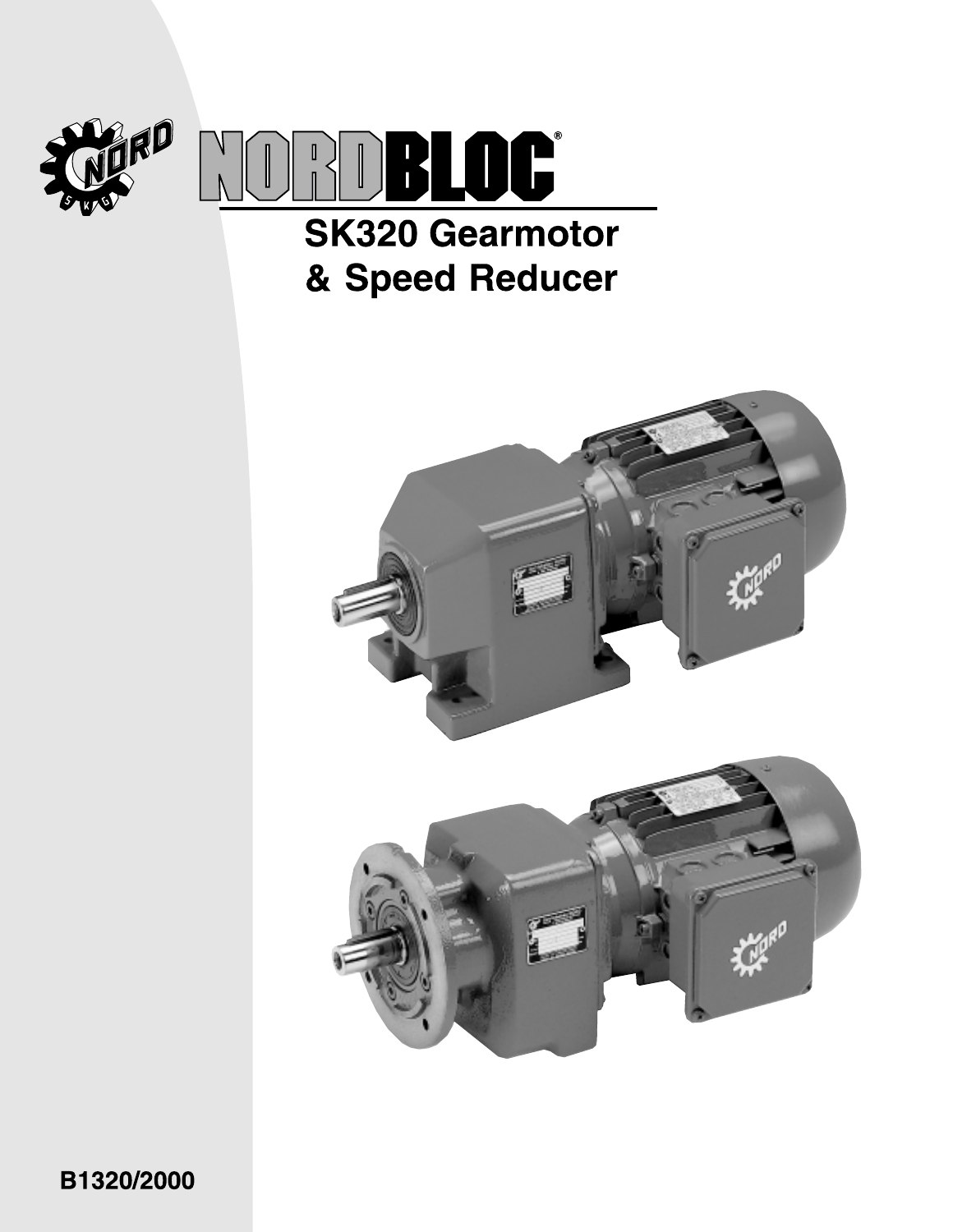# NORDBLOC®

## SK320 Gearmotor & Speed Reducer

B1320/2000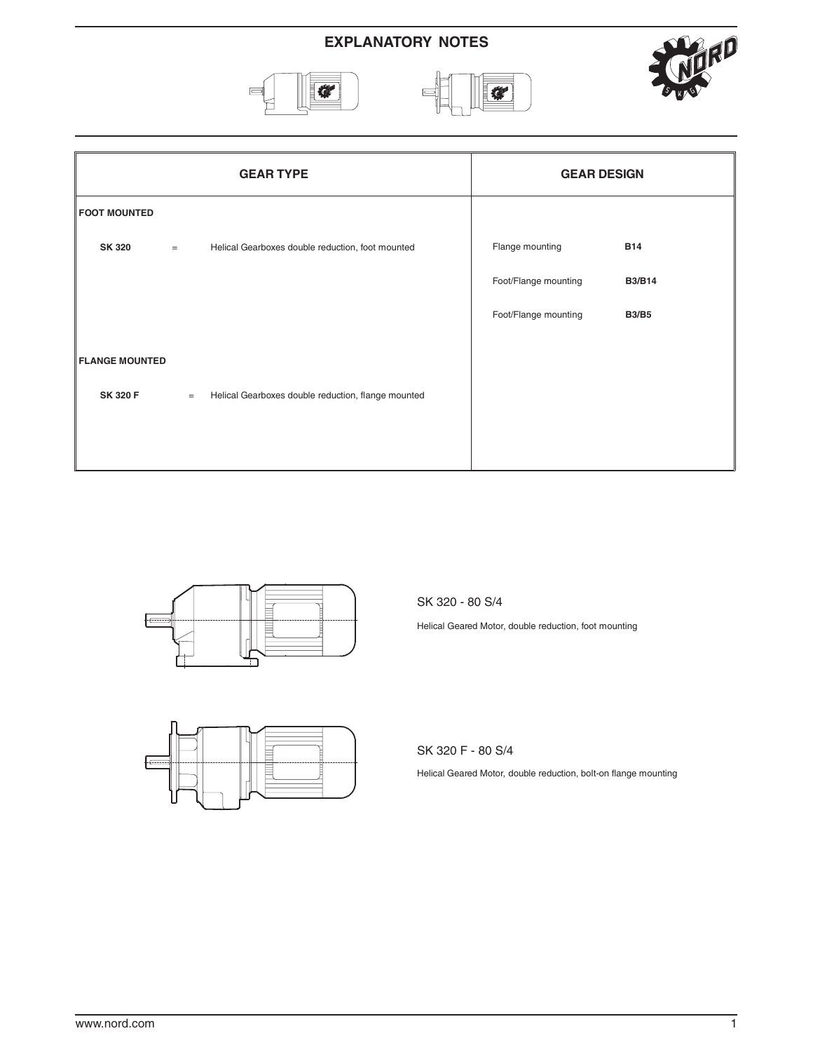# EXPLANATORY NOTES

| GEAR TYPE | | | GEAR DESIGN | |
|---|---|---|---|---|
| **FOOT MOUNTED** | | | | |
| **SK 320** | = | Helical Gearboxes double reduction, foot mounted | Flange mounting | **B14** |
| | | | Foot/Flange mounting | **B3/B14** |
| | | | Foot/Flange mounting | **B3/B5** |
| **FLANGE MOUNTED** | | | | |
| **SK 320 F** | = | Helical Gearboxes double reduction, flange mounted | | |

SK 320 - 80 S/4

Helical Geared Motor, double reduction, foot mounting

SK 320 F - 80 S/4

Helical Geared Motor, double reduction, bolt-on flange mounting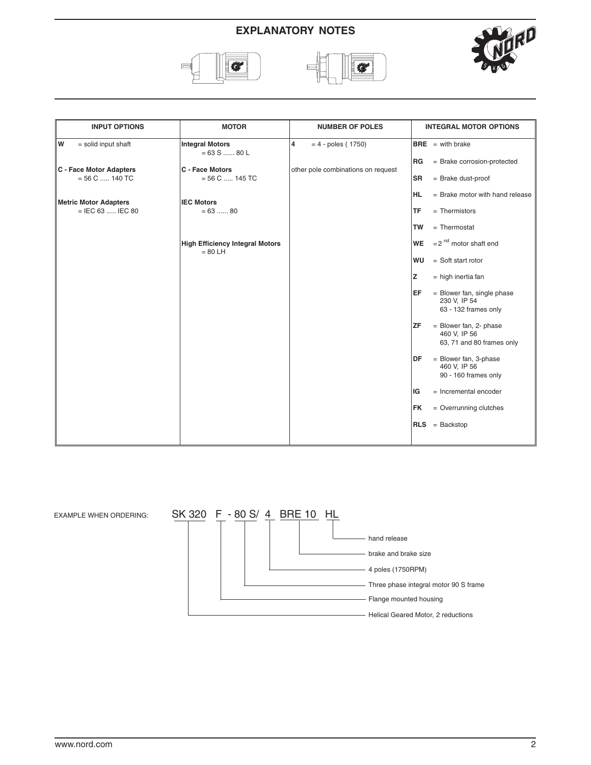# EXPLANATORY NOTES

| INPUT OPTIONS | MOTOR | NUMBER OF POLES | INTEGRAL MOTOR OPTIONS |
|---|---|---|---|
| **W** = solid input shaft | **Integral Motors** = 63 S ...... 80 L | **4** = 4 - poles ( 1750) | **BRE** = with brake |
| **C - Face Motor Adapters** = 56 C ..... 140 TC | **C - Face Motors** = 56 C ..... 145 TC | other pole combinations on request | **RG** = Brake corrosion-protected |
| **Metric Motor Adapters** = IEC 63 ..... IEC 80 | **IEC Motors** = 63 ...... 80 | | **SR** = Brake dust-proof |
| | **High Efficiency Integral Motors** = 80 LH | | **HL** = Brake motor with hand release |
| | | | **TF** = Thermistors |
| | | | **TW** = Thermostat |
| | | | **WE** = 2 nd motor shaft end |
| | | | **WU** = Soft start rotor |
| | | | **Z** = high inertia fan |
| | | | **EF** = Blower fan, single phase 230 V, IP 54 63 - 132 frames only |
| | | | **ZF** = Blower fan, 2- phase 460 V, IP 56 63, 71 and 80 frames only |
| | | | **DF** = Blower fan, 3-phase 460 V, IP 56 90 - 160 frames only |
| | | | **IG** = Incremental encoder |
| | | | **FK** = Overrunning clutches |
| | | | **RLS** = Backstop |

EXAMPLE WHEN ORDERING: SK 320 F - 80 S/ 4 BRE 10 HL

- HL — hand release
- BRE 10 — brake and brake size
- 4 — 4 poles (1750RPM)
- 80 S — Three phase integral motor 90 S frame
- F — Flange mounted housing
- SK 320 — Helical Geared Motor, 2 reductions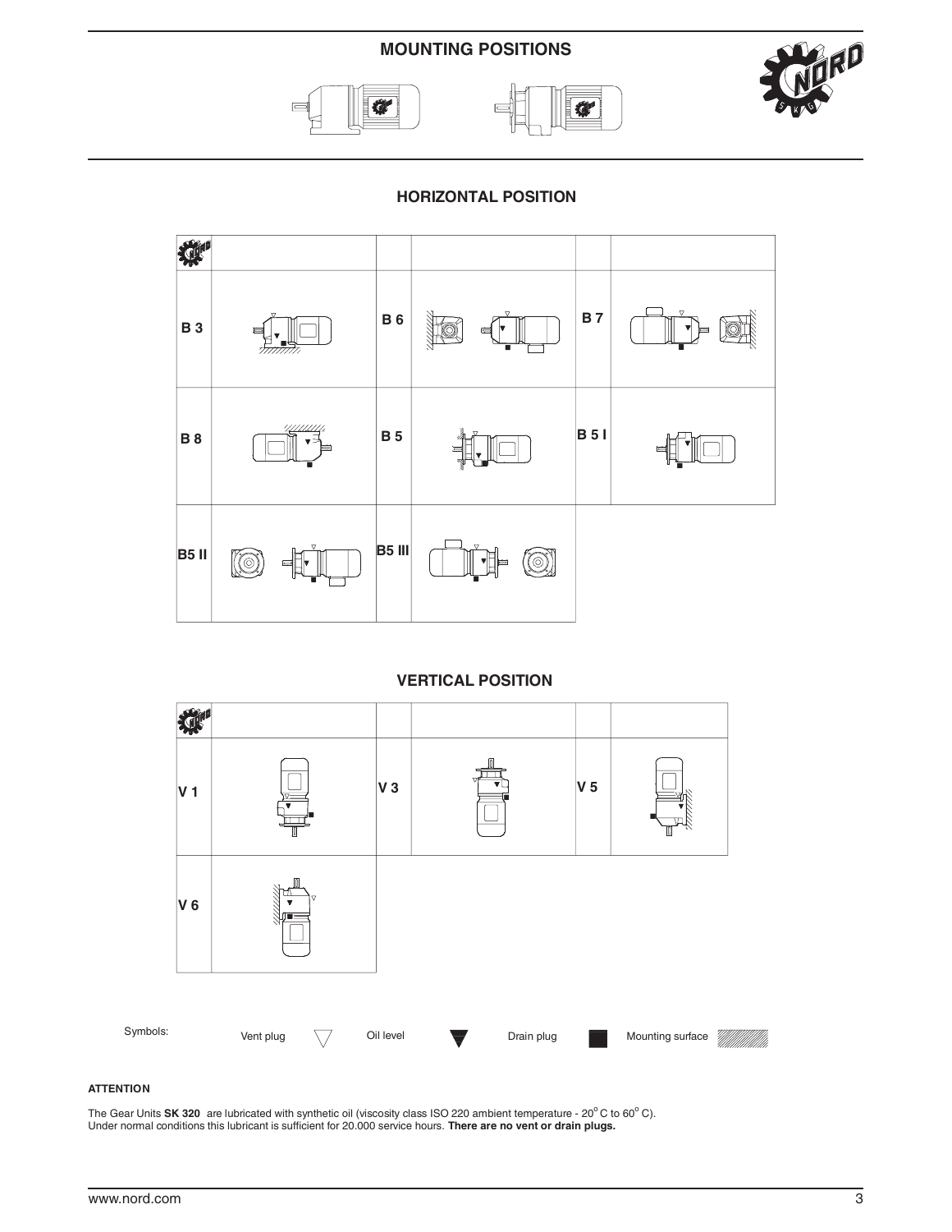# MOUNTING POSITIONS

## HORIZONTAL POSITION

| | | | | | |
|---|---|---|---|---|---|
| B 3 | | B 6 | | B 7 | |
| B 8 | | B 5 | | B 5 I | |
| B5 II | | B5 III | | | |

## VERTICAL POSITION

| | | | | | |
|---|---|---|---|---|---|
| V 1 | | V 3 | | V 5 | |
| V 6 | | | | | |

Symbols: Vent plug ▽ Oil level ▼ Drain plug ■ Mounting surface

**ATTENTION**

The Gear Units **SK 320** are lubricated with synthetic oil (viscosity class ISO 220 ambient temperature - 20°C to 60°C). Under normal conditions this lubricant is sufficient for 20.000 service hours. **There are no vent or drain plugs.**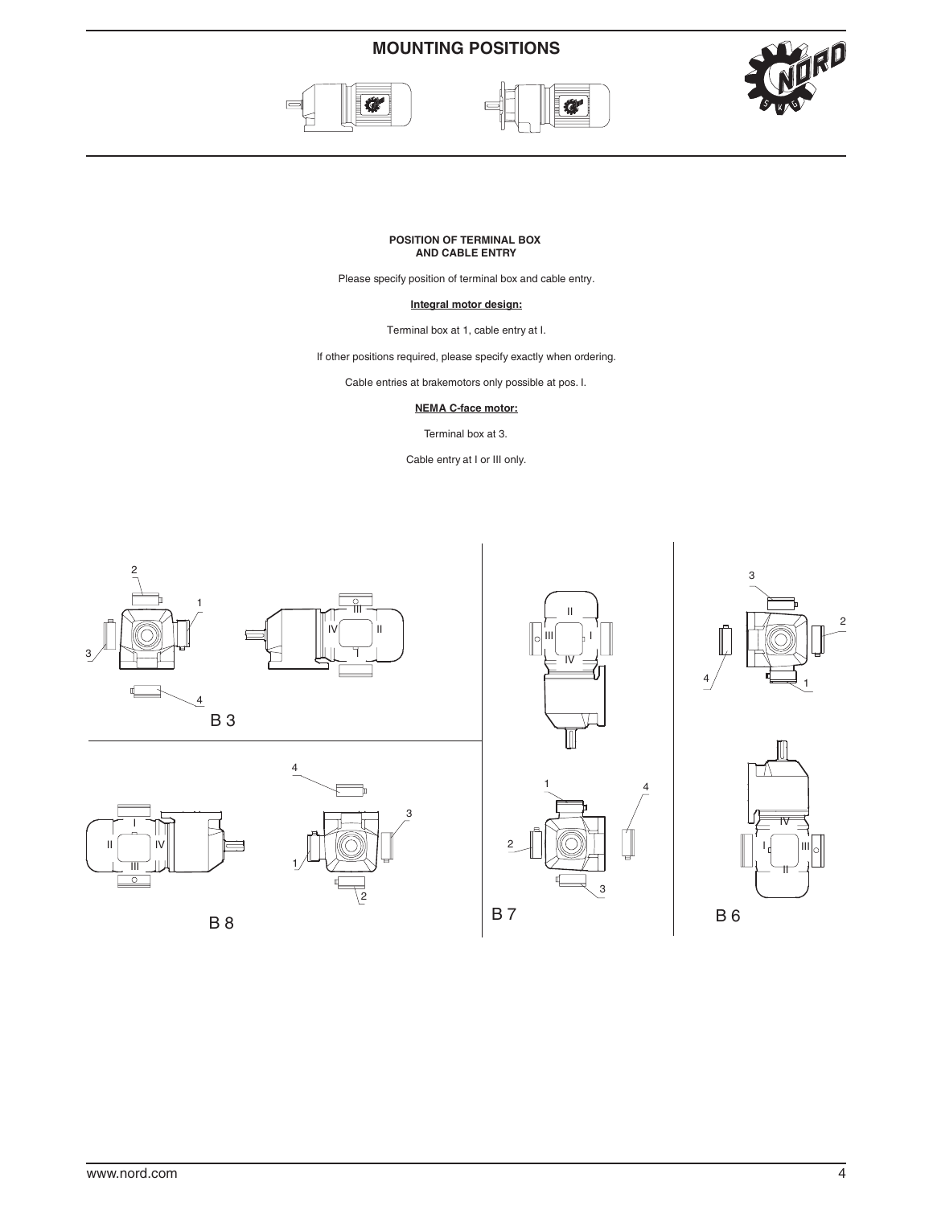# MOUNTING POSITIONS

**POSITION OF TERMINAL BOX AND CABLE ENTRY**

Please specify position of terminal box and cable entry.

**Integral motor design:**

Terminal box at 1, cable entry at I.

If other positions required, please specify exactly when ordering.

Cable entries at brakemotors only possible at pos. I.

**NEMA C-face motor:**

Terminal box at 3.

Cable entry at I or III only.

B 3

B 8

B 7

B 6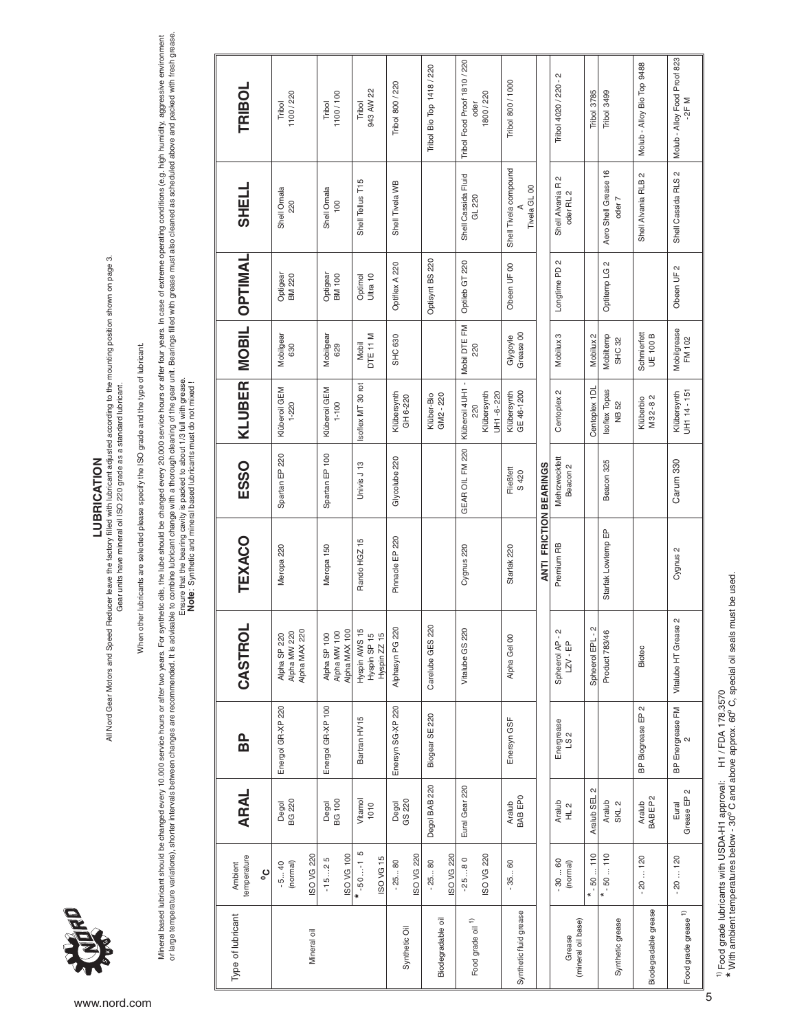# LUBRICATION

All Nord Gear Motors and Speed Reducer leave the factory filled with lubricant adjusted according to the mounting position shown on page 3.
Gear units have mineral oil ISO 220 grade as a standard lubricant.

When other lubricants are selected please specify the ISO grade and the type of lubricant.

Mineral based lubricant should be changed every 10.000 service hours or after two years. For synthetic oils, the lube should be changed every 20.000 service hours or after four years. In case of extreme operating conditions (e.g. high humidity, aggressive environment or large temperature variations), shorter intervals between changes are recommended. It is advisable to combine lubricant change with a thorough cleaning of the gear unit. Bearings filled with grease must also cleaned as scheduled above and packed with fresh grease.
Ensure that the bearing cavity is packed to about 1/3 full with grease.
**Note**: Synthetic and mineral based lubricants must do not mixed !

| Type of lubricant | Ambient temperature °C | ARAL | BP | CASTROL | TEXACO | ESSO | KLUBER | MOBIL | OPTIMAL | SHELL | TRIBOL |
|---|---|---|---|---|---|---|---|---|---|---|---|
| Mineral oil | -5... 40 (normal) ISO VG 220 | Degol BG 220 | Energol GR-XP 220 | Alpha SP 220 Alpha MW 220 Alpha MAX 220 | Meropa 220 | Spartan EP 220 | Klüberoil GEM 1-220 | Mobilgear 630 | Optigear BM 220 | Shell Omala 220 | Tribol 1100 / 220 |
| | -15 ... 25 ISO VG 100 | Degol BG 100 | Energol GR-XP 100 | Alpha SP 100 Alpha MW 100 Alpha MAX 100 | Meropa 150 | Spartan EP 100 | Klüberoil GEM 1-100 | Mobilgear 629 | Optigear BM 100 | Shell Omala 100 | Tribol 1100 / 100 |
| | * -50 ... -15 ISO VG 15 | Vitamol 1010 | Bartran HV15 | Hyspin AWS 15 Hyspin SP 15 Hyspin ZZ 15 | Rando HGZ 15 | Univis J 13 | Isoflex MT 30 rot | Mobil DTE 11 M | Optimol Ultra 10 | Shell Tellus T15 | Tribol 943 AW 22 |
| Synthetic Oil | -25... 80 ISO VG 220 | Degol GS 220 | Enersyn SG-XP 220 | Alphasyn PG 220 | Pinnacle EP 220 | Glycolube 220 | Klübersynth GH 6-220 | SHC 630 | Optiflex A 220 | Shell Tivela WB | Tribol 800 / 220 |
| Biodegradable oil | -25... 80 ISO VG 220 | Degol BAB 220 | Biogear SE 220 | Carelube GES 220 | | | Klüber-Bio GM2 - 220 | | Optisynt BS 220 | | Tribol Bio Top 1418 / 220 |
| Food grade oil [1] | -25 ... 80 ISO VG 220 | Eural Gear 220 | | Vitalube GS 220 | Cygnus 220 | GEAR OIL FM 220 | Klüberoil 4UH1 - 220 Klübersynth UH1 -6-220 | Mobil DTE FM 220 | Optileb GT 220 | Shell Cassida Fluid GL 220 | Tribol Food Proof 1810 / 220 oder 1800 / 220 |
| Synthetic fluid grease | -35... 60 | Aralub BAB EP0 | Enersyn GSF | Alpha Gel 00 | Starfak 220 | Fließfett S 420 | Klübersynth GE 46-1200 | Glygoyle Grease 00 | Obeen UF 00 | Shell Tivela compound A Tivela GL 00 | Tribol 800 / 1000 |
| **ANTI FRICTION BEARINGS** | | | | | | | | | | | |
| Grease (mineral oil base) | -30 ... 60 (normal) | Aralub HL 2 | Energrease LS 2 | Spheerol AP - 2 LZV - EP | Premium RB | Mehrzweckfett Beacon 2 | Centoplex 2 | Mobilux 3 | Longtime PD 2 | Shell Alvania R 2 oder RL 2 | Tribol 4020 / 220 - 2 |
| | * -50 ... 110 | Aralub SEL 2 | | Spheerol EPL - 2 | | | Centoplex 1 DL | Mobilux 2 | | | Tribol 3785 |
| Synthetic grease | * -50 ... 110 | Aralub SKL 2 | | Product 783/46 | Starfak Lowtemp EP | Beacon 325 | Isoflex Topas NB 52 | Mobiltemp SHC 32 | Optitemp LG 2 | Aero Shell Grease 16 oder 7 | Tribol 3499 |
| Biodegradable grease | -20 ... 120 | Aralub BAB EP 2 | BP Biogrease EP 2 | Biotec | | | Klüberbio M 32 - 8 2 | Schmierfett UE 100 B | | Shell Alvania RLB 2 | Molub - Alloy Bio Top 9488 |
| Food grade grease [1] | -20 ... 120 | Eural Grease EP 2 | BP Energrease FM 2 | Vitalube HT Grease 2 | Cygnus 2 | Carum 330 | Klübersynth UH1 14 - 151 | Mobilgrease FM 102 | Obeen UF 2 | Shell Cassida RLS 2 | Molub - Alloy Food Proof 823 -2F M |

[1] Food grade lubricants with USDA-H1 approval: H1 / FDA 178.3570
* With ambient temperatures below - 30° C and above approx. 60° C, special oil seals must be used.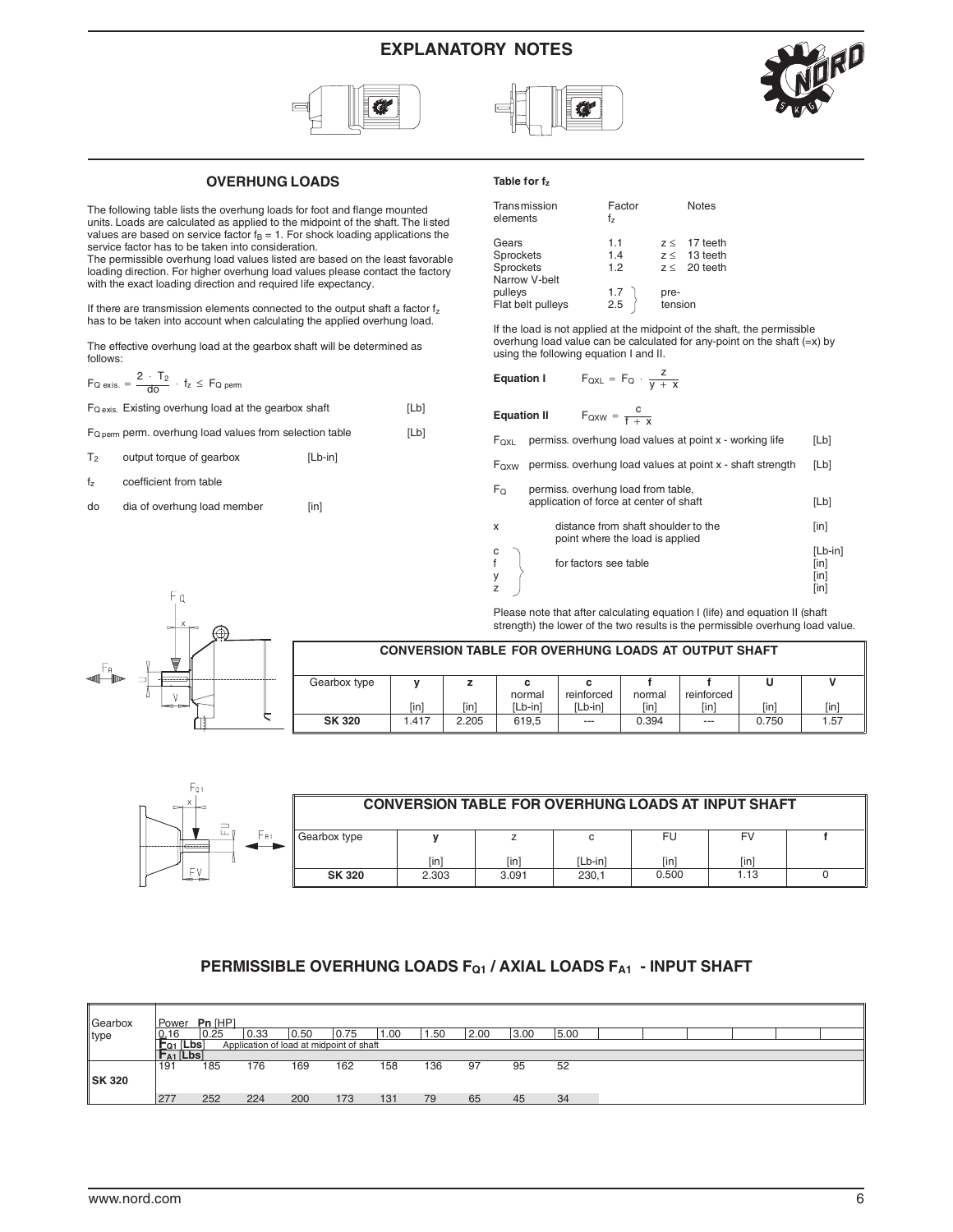# EXPLANATORY NOTES

## OVERHUNG LOADS

The following table lists the overhung loads for foot and flange mounted units. Loads are calculated as applied to the midpoint of the shaft. The listed values are based on service factor $f_B = 1$. For shock loading applications the service factor has to be taken into consideration.
The permissible overhung load values listed are based on the least favorable loading direction. For higher overhung load values please contact the factory with the exact loading direction and required life expectancy.

If there are transmission elements connected to the output shaft a factor $f_z$ has to be taken into account when calculating the applied overhung load.

The effective overhung load at the gearbox shaft will be determined as follows:

$$F_{Q\ exis.} = \frac{2 \cdot T_2}{do} \cdot f_z \leq F_{Q\ perm}$$

| | | |
|---|---|---|
| $F_{Q\ exis.}$ | Existing overhung load at the gearbox shaft | [Lb] |
| $F_{Q\ perm}$ | perm. overhung load values from selection table | [Lb] |
| $T_2$ | output torque of gearbox | [Lb-in] |
| $f_z$ | coefficient from table | |
| do | dia of overhung load member | [in] |

### Table for $f_z$

| Transmission elements | Factor $f_z$ | Notes |
|---|---|---|
| Gears | 1.1 | $z \leq$ 17 teeth |
| Sprockets | 1.4 | $z \leq$ 13 teeth |
| Sprockets | 1.2 | $z \leq$ 20 teeth |
| Narrow V-belt pulleys | 1.7 | pre-tension |
| Flat belt pulleys | 2.5 | pre-tension |

If the load is not applied at the midpoint of the shaft, the permissible overhung load value can be calculated for any-point on the shaft (=x) by using the following equation I and II.

**Equation I** $$F_{QXL} = F_Q \cdot \frac{z}{y + x}$$

**Equation II** $$F_{QXW} = \frac{c}{f + x}$$

| | | |
|---|---|---|
| $F_{QXL}$ | permiss. overhung load values at point x - working life | [Lb] |
| $F_{QXW}$ | permiss. overhung load values at point x - shaft strength | [Lb] |
| $F_Q$ | permiss. overhung load from table, application of force at center of shaft | [Lb] |
| x | distance from shaft shoulder to the point where the load is applied | [in] |
| c | for factors see table | [Lb-in] |
| f | for factors see table | [in] |
| y | for factors see table | [in] |
| z | for factors see table | [in] |

Please note that after calculating equation I (life) and equation II (shaft strength) the lower of the two results is the permissible overhung load value.

### CONVERSION TABLE FOR OVERHUNG LOADS AT OUTPUT SHAFT

| Gearbox type | y [in] | z [in] | c normal [Lb-in] | c reinforced [Lb-in] | f normal [in] | f reinforced [in] | U [in] | V [in] |
|---|---|---|---|---|---|---|---|---|
| **SK 320** | 1.417 | 2.205 | 619,5 | --- | 0.394 | --- | 0.750 | 1.57 |

### CONVERSION TABLE FOR OVERHUNG LOADS AT INPUT SHAFT

| Gearbox type | y [in] | z [in] | c [Lb-in] | FU [in] | FV [in] | f |
|---|---|---|---|---|---|---|
| **SK 320** | 2.303 | 3.091 | 230,1 | 0.500 | 1.13 | 0 |

## PERMISSIBLE OVERHUNG LOADS $F_{Q1}$ / AXIAL LOADS $F_{A1}$ - INPUT SHAFT

Application of load at midpoint of shaft

| Gearbox type | | Power Pn [HP] 0.16 | 0.25 | 0.33 | 0.50 | 0.75 | 1.00 | 1.50 | 2.00 | 3.00 | 5.00 |
|---|---|---|---|---|---|---|---|---|---|---|---|
| **SK 320** | $F_{Q1}$ [Lbs] | 191 | 185 | 176 | 169 | 162 | 158 | 136 | 97 | 95 | 52 |
| | $F_{A1}$ [Lbs] | 277 | 252 | 224 | 200 | 173 | 131 | 79 | 65 | 45 | 34 |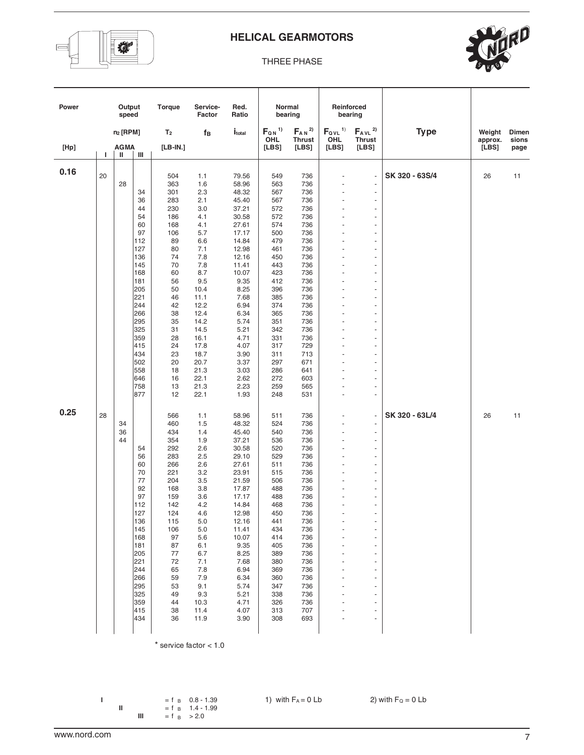# HELICAL GEARMOTORS

THREE PHASE

| Power | Output speed | | | Torque | Service-Factor | Red. Ratio | Normal bearing | | Reinforced bearing | | Type | Weight approx. | Dimensions page |
|---|---|---|---|---|---|---|---|---|---|---|---|---|---|
| | $n_2$ [RPM] | | | $T_2$ | $f_B$ | $i_{total}$ | $F_{QN}$ 1) OHL | $F_{AN}$ 2) Thrust | $F_{QVL}$ 1) OHL | $F_{AVL}$ 2) Thrust | | | |
| [Hp] | AGMA | | | [LB-IN.] | | | [LBS] | [LBS] | [LBS] | [LBS] | | [LBS] | |
| | I | II | III | | | | | | | | | | |
| **0.16** | 20 | | | 504 | 1.1 | 79.56 | 549 | 736 | - | - | SK 320 - 63S/4 | 26 | 11 |
| | | 28 | | 363 | 1.6 | 58.96 | 563 | 736 | - | - | | | |
| | | | 34 | 301 | 2.3 | 48.32 | 567 | 736 | - | - | | | |
| | | | 36 | 283 | 2.1 | 45.40 | 567 | 736 | - | - | | | |
| | | | 44 | 230 | 3.0 | 37.21 | 572 | 736 | - | - | | | |
| | | | 54 | 186 | 4.1 | 30.58 | 572 | 736 | - | - | | | |
| | | | 60 | 168 | 4.1 | 27.61 | 574 | 736 | - | - | | | |
| | | | 97 | 106 | 5.7 | 17.17 | 500 | 736 | - | - | | | |
| | | | 112 | 89 | 6.6 | 14.84 | 479 | 736 | - | - | | | |
| | | | 127 | 80 | 7.1 | 12.98 | 461 | 736 | - | - | | | |
| | | | 136 | 74 | 7.8 | 12.16 | 450 | 736 | - | - | | | |
| | | | 145 | 70 | 7.8 | 11.41 | 443 | 736 | - | - | | | |
| | | | 168 | 60 | 8.7 | 10.07 | 423 | 736 | - | - | | | |
| | | | 181 | 56 | 9.5 | 9.35 | 412 | 736 | - | - | | | |
| | | | 205 | 50 | 10.4 | 8.25 | 396 | 736 | - | - | | | |
| | | | 221 | 46 | 11.1 | 7.68 | 385 | 736 | - | - | | | |
| | | | 244 | 42 | 12.2 | 6.94 | 374 | 736 | - | - | | | |
| | | | 266 | 38 | 12.4 | 6.34 | 365 | 736 | - | - | | | |
| | | | 295 | 35 | 14.2 | 5.74 | 351 | 736 | - | - | | | |
| | | | 325 | 31 | 14.5 | 5.21 | 342 | 736 | - | - | | | |
| | | | 359 | 28 | 16.1 | 4.71 | 331 | 736 | - | - | | | |
| | | | 415 | 24 | 17.8 | 4.07 | 317 | 729 | - | - | | | |
| | | | 434 | 23 | 18.7 | 3.90 | 311 | 713 | - | - | | | |
| | | | 502 | 20 | 20.7 | 3.37 | 297 | 671 | - | - | | | |
| | | | 558 | 18 | 21.3 | 3.03 | 286 | 641 | - | - | | | |
| | | | 646 | 16 | 22.1 | 2.62 | 272 | 603 | - | - | | | |
| | | | 758 | 13 | 21.3 | 2.23 | 259 | 565 | - | - | | | |
| | | | 877 | 12 | 22.1 | 1.93 | 248 | 531 | - | - | | | |
| **0.25** | 28 | | | 566 | 1.1 | 58.96 | 511 | 736 | - | - | SK 320 - 63L/4 | 26 | 11 |
| | | 34 | | 460 | 1.5 | 48.32 | 524 | 736 | - | - | | | |
| | | 36 | | 434 | 1.4 | 45.40 | 540 | 736 | - | - | | | |
| | | 44 | | 354 | 1.9 | 37.21 | 536 | 736 | - | - | | | |
| | | | 54 | 292 | 2.6 | 30.58 | 520 | 736 | - | - | | | |
| | | | 56 | 283 | 2.5 | 29.10 | 529 | 736 | - | - | | | |
| | | | 60 | 266 | 2.6 | 27.61 | 511 | 736 | - | - | | | |
| | | | 70 | 221 | 3.2 | 23.91 | 515 | 736 | - | - | | | |
| | | | 77 | 204 | 3.5 | 21.59 | 506 | 736 | - | - | | | |
| | | | 92 | 168 | 3.8 | 17.87 | 488 | 736 | - | - | | | |
| | | | 97 | 159 | 3.6 | 17.17 | 488 | 736 | - | - | | | |
| | | | 112 | 142 | 4.2 | 14.84 | 468 | 736 | - | - | | | |
| | | | 127 | 124 | 4.6 | 12.98 | 450 | 736 | - | - | | | |
| | | | 136 | 115 | 5.0 | 12.16 | 441 | 736 | - | - | | | |
| | | | 145 | 106 | 5.0 | 11.41 | 434 | 736 | - | - | | | |
| | | | 168 | 97 | 5.6 | 10.07 | 414 | 736 | - | - | | | |
| | | | 181 | 87 | 6.1 | 9.35 | 405 | 736 | - | - | | | |
| | | | 205 | 77 | 6.7 | 8.25 | 389 | 736 | - | - | | | |
| | | | 221 | 72 | 7.1 | 7.68 | 380 | 736 | - | - | | | |
| | | | 244 | 65 | 7.8 | 6.94 | 369 | 736 | - | - | | | |
| | | | 266 | 59 | 7.9 | 6.34 | 360 | 736 | - | - | | | |
| | | | 295 | 53 | 9.1 | 5.74 | 347 | 736 | - | - | | | |
| | | | 325 | 49 | 9.3 | 5.21 | 338 | 736 | - | - | | | |
| | | | 359 | 44 | 10.3 | 4.71 | 326 | 736 | - | - | | | |
| | | | 415 | 38 | 11.4 | 4.07 | 313 | 707 | - | - | | | |
| | | | 434 | 36 | 11.9 | 3.90 | 308 | 693 | - | - | | | |

* service factor < 1.0

I = $f_B$ 0.8 - 1.39
II = $f_B$ 1.4 - 1.99
III = $f_B$ > 2.0

1) with $F_A$ = 0 Lb

2) with $F_Q$ = 0 Lb

www.nord.com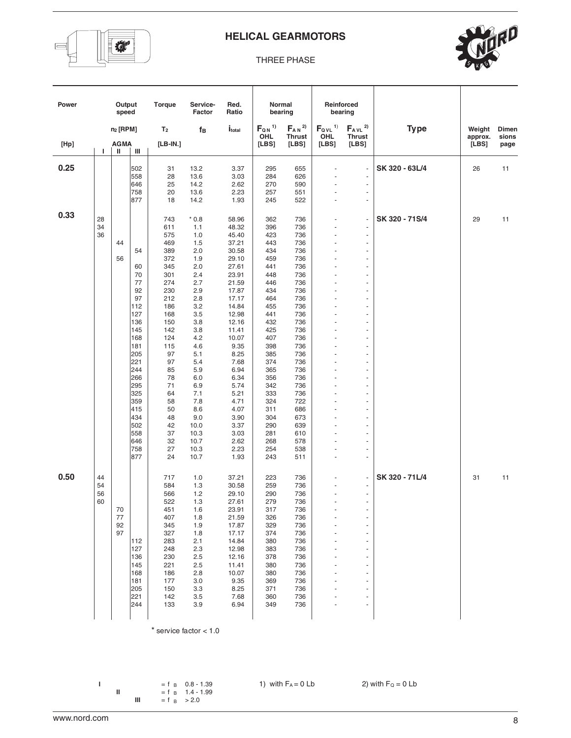# HELICAL GEARMOTORS

THREE PHASE

| Power | Output speed | | | Torque | Service-Factor | Red. Ratio | Normal bearing | | Reinforced bearing | | Type | Weight approx. | Dimen sions |
|---|---|---|---|---|---|---|---|---|---|---|---|---|---|
| | $n_2$ [RPM] | | | $T_2$ | $f_B$ | $i_{total}$ | $F_{QN}$ [1) OHL | $F_{AN}$ [2) Thrust | $F_{QVL}$ [1) OHL | $F_{AVL}$ [2) Thrust | | | |
| [Hp] | AGMA | | | [LB-IN.] | | | [LBS] | [LBS] | [LBS] | [LBS] | | [LBS] | page |
| | I | II | III | | | | | | | | | | |
| **0.25** | | | 502 | 31 | 13.2 | 3.37 | 295 | 655 | - | - | **SK 320 - 63L/4** | 26 | 11 |
| | | | 558 | 28 | 13.6 | 3.03 | 284 | 626 | - | - | | | |
| | | | 646 | 25 | 14.2 | 2.62 | 270 | 590 | - | - | | | |
| | | | 758 | 20 | 13.6 | 2.23 | 257 | 551 | - | - | | | |
| | | | 877 | 18 | 14.2 | 1.93 | 245 | 522 | - | - | | | |
| **0.33** | 28 | | | 743 | * 0.8 | 58.96 | 362 | 736 | - | - | **SK 320 - 71S/4** | 29 | 11 |
| | 34 | | | 611 | 1.1 | 48.32 | 396 | 736 | - | - | | | |
| | 36 | | | 575 | 1.0 | 45.40 | 423 | 736 | - | - | | | |
| | | 44 | | 469 | 1.5 | 37.21 | 443 | 736 | - | - | | | |
| | | | 54 | 389 | 2.0 | 30.58 | 434 | 736 | - | - | | | |
| | | 56 | | 372 | 1.9 | 29.10 | 459 | 736 | - | - | | | |
| | | | 60 | 345 | 2.0 | 27.61 | 441 | 736 | - | - | | | |
| | | | 70 | 301 | 2.4 | 23.91 | 448 | 736 | - | - | | | |
| | | | 77 | 274 | 2.7 | 21.59 | 446 | 736 | - | - | | | |
| | | | 92 | 230 | 2.9 | 17.87 | 434 | 736 | - | - | | | |
| | | | 97 | 212 | 2.8 | 17.17 | 464 | 736 | - | - | | | |
| | | | 112 | 186 | 3.2 | 14.84 | 455 | 736 | - | - | | | |
| | | | 127 | 168 | 3.5 | 12.98 | 441 | 736 | - | - | | | |
| | | | 136 | 150 | 3.8 | 12.16 | 432 | 736 | - | - | | | |
| | | | 145 | 142 | 3.8 | 11.41 | 425 | 736 | - | - | | | |
| | | | 168 | 124 | 4.2 | 10.07 | 407 | 736 | - | - | | | |
| | | | 181 | 115 | 4.6 | 9.35 | 398 | 736 | - | - | | | |
| | | | 205 | 97 | 5.1 | 8.25 | 385 | 736 | - | - | | | |
| | | | 221 | 97 | 5.4 | 7.68 | 374 | 736 | - | - | | | |
| | | | 244 | 85 | 5.9 | 6.94 | 365 | 736 | - | - | | | |
| | | | 266 | 78 | 6.0 | 6.34 | 356 | 736 | - | - | | | |
| | | | 295 | 71 | 6.9 | 5.74 | 342 | 736 | - | - | | | |
| | | | 325 | 64 | 7.1 | 5.21 | 333 | 736 | - | - | | | |
| | | | 359 | 58 | 7.8 | 4.71 | 324 | 722 | - | - | | | |
| | | | 415 | 50 | 8.6 | 4.07 | 311 | 686 | - | - | | | |
| | | | 434 | 48 | 9.0 | 3.90 | 304 | 673 | - | - | | | |
| | | | 502 | 42 | 10.0 | 3.37 | 290 | 639 | - | - | | | |
| | | | 558 | 37 | 10.3 | 3.03 | 281 | 610 | - | - | | | |
| | | | 646 | 32 | 10.7 | 2.62 | 268 | 578 | - | - | | | |
| | | | 758 | 27 | 10.3 | 2.23 | 254 | 538 | - | - | | | |
| | | | 877 | 24 | 10.7 | 1.93 | 243 | 511 | - | - | | | |
| **0.50** | 44 | | | 717 | 1.0 | 37.21 | 223 | 736 | - | - | **SK 320 - 71L/4** | 31 | 11 |
| | 54 | | | 584 | 1.3 | 30.58 | 259 | 736 | - | - | | | |
| | 56 | | | 566 | 1.2 | 29.10 | 290 | 736 | - | - | | | |
| | 60 | | | 522 | 1.3 | 27.61 | 279 | 736 | - | - | | | |
| | | 70 | | 451 | 1.6 | 23.91 | 317 | 736 | - | - | | | |
| | | 77 | | 407 | 1.8 | 21.59 | 326 | 736 | - | - | | | |
| | | 92 | | 345 | 1.9 | 17.87 | 329 | 736 | - | - | | | |
| | | 97 | | 327 | 1.8 | 17.17 | 374 | 736 | - | - | | | |
| | | | 112 | 283 | 2.1 | 14.84 | 380 | 736 | - | - | | | |
| | | | 127 | 248 | 2.3 | 12.98 | 383 | 736 | - | - | | | |
| | | | 136 | 230 | 2.5 | 12.16 | 378 | 736 | - | - | | | |
| | | | 145 | 221 | 2.5 | 11.41 | 380 | 736 | - | - | | | |
| | | | 168 | 186 | 2.8 | 10.07 | 380 | 736 | - | - | | | |
| | | | 181 | 177 | 3.0 | 9.35 | 369 | 736 | - | - | | | |
| | | | 205 | 150 | 3.3 | 8.25 | 371 | 736 | - | - | | | |
| | | | 221 | 142 | 3.5 | 7.68 | 360 | 736 | - | - | | | |
| | | | 244 | 133 | 3.9 | 6.94 | 349 | 736 | - | - | | | |

\* service factor < 1.0

I = $f_B$ 0.8 - 1.39
II = $f_B$ 1.4 - 1.99
III = $f_B$ > 2.0

1) with $F_A$ = 0 Lb

2) with $F_Q$ = 0 Lb

www.nord.com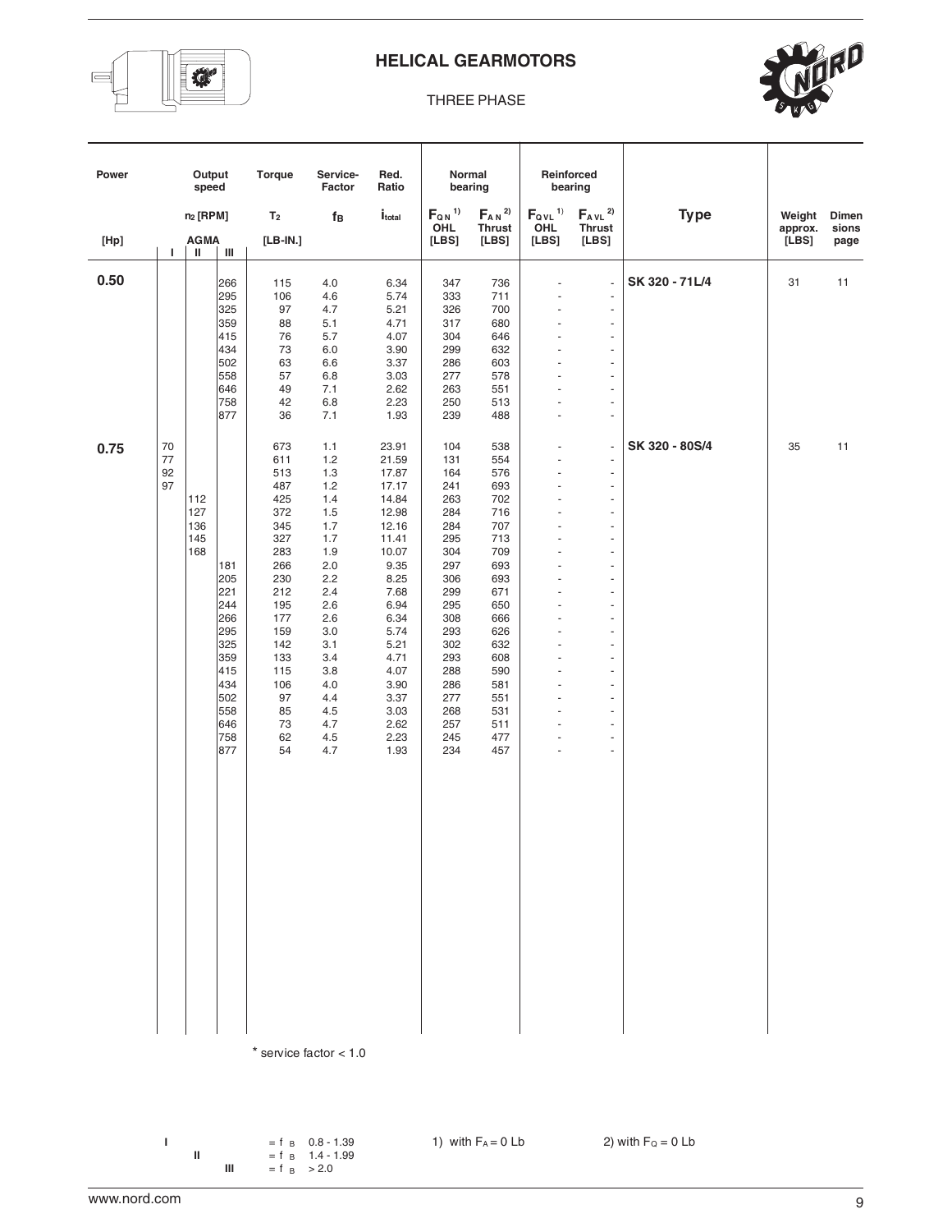# HELICAL GEARMOTORS

THREE PHASE

| Power | Output speed | | | Torque | Service-Factor | Red. Ratio | Normal bearing | | Reinforced bearing | | Type | Weight approx. | Dimen sions page |
|---|---|---|---|---|---|---|---|---|---|---|---|---|---|
| | $n_2$ [RPM] | | | $T_2$ | $f_B$ | $i_{total}$ | $F_{QN}$ 1) OHL | $F_{AN}$ 2) Thrust | $F_{QVL}$ 1) OHL | $F_{AVL}$ 2) Thrust | | | |
| [Hp] | AGMA I | II | III | [LB-IN.] | | | [LBS] | [LBS] | [LBS] | [LBS] | | [LBS] | |
| **0.50** | | | 266 | 115 | 4.0 | 6.34 | 347 | 736 | - | - | **SK 320 - 71L/4** | 31 | 11 |
| | | | 295 | 106 | 4.6 | 5.74 | 333 | 711 | - | - | | | |
| | | | 325 | 97 | 4.7 | 5.21 | 326 | 700 | - | - | | | |
| | | | 359 | 88 | 5.1 | 4.71 | 317 | 680 | - | - | | | |
| | | | 415 | 76 | 5.7 | 4.07 | 304 | 646 | - | - | | | |
| | | | 434 | 73 | 6.0 | 3.90 | 299 | 632 | - | - | | | |
| | | | 502 | 63 | 6.6 | 3.37 | 286 | 603 | - | - | | | |
| | | | 558 | 57 | 6.8 | 3.03 | 277 | 578 | - | - | | | |
| | | | 646 | 49 | 7.1 | 2.62 | 263 | 551 | - | - | | | |
| | | | 758 | 42 | 6.8 | 2.23 | 250 | 513 | - | - | | | |
| | | | 877 | 36 | 7.1 | 1.93 | 239 | 488 | - | - | | | |
| **0.75** | 70 | | | 673 | 1.1 | 23.91 | 104 | 538 | - | - | **SK 320 - 80S/4** | 35 | 11 |
| | 77 | | | 611 | 1.2 | 21.59 | 131 | 554 | - | - | | | |
| | 92 | | | 513 | 1.3 | 17.87 | 164 | 576 | - | - | | | |
| | 97 | | | 487 | 1.2 | 17.17 | 241 | 693 | - | - | | | |
| | | 112 | | 425 | 1.4 | 14.84 | 263 | 702 | - | - | | | |
| | | 127 | | 372 | 1.5 | 12.98 | 284 | 716 | - | - | | | |
| | | 136 | | 345 | 1.7 | 12.16 | 284 | 707 | - | - | | | |
| | | 145 | | 327 | 1.7 | 11.41 | 295 | 713 | - | - | | | |
| | | 168 | | 283 | 1.9 | 10.07 | 304 | 709 | - | - | | | |
| | | | 181 | 266 | 2.0 | 9.35 | 297 | 693 | - | - | | | |
| | | | 205 | 230 | 2.2 | 8.25 | 306 | 693 | - | - | | | |
| | | | 221 | 212 | 2.4 | 7.68 | 299 | 671 | - | - | | | |
| | | | 244 | 195 | 2.6 | 6.94 | 295 | 650 | - | - | | | |
| | | | 266 | 177 | 2.6 | 6.34 | 308 | 666 | - | - | | | |
| | | | 295 | 159 | 3.0 | 5.74 | 293 | 626 | - | - | | | |
| | | | 325 | 142 | 3.1 | 5.21 | 302 | 632 | - | - | | | |
| | | | 359 | 133 | 3.4 | 4.71 | 293 | 608 | - | - | | | |
| | | | 415 | 115 | 3.8 | 4.07 | 288 | 590 | - | - | | | |
| | | | 434 | 106 | 4.0 | 3.90 | 286 | 581 | - | - | | | |
| | | | 502 | 97 | 4.4 | 3.37 | 277 | 551 | - | - | | | |
| | | | 558 | 85 | 4.5 | 3.03 | 268 | 531 | - | - | | | |
| | | | 646 | 73 | 4.7 | 2.62 | 257 | 511 | - | - | | | |
| | | | 758 | 62 | 4.5 | 2.23 | 245 | 477 | - | - | | | |
| | | | 877 | 54 | 4.7 | 1.93 | 234 | 457 | - | - | | | |

\* service factor < 1.0

I = $f_B$ 0.8 - 1.39
II = $f_B$ 1.4 - 1.99
III = $f_B$ > 2.0

1) with $F_A$ = 0 Lb

2) with $F_Q$ = 0 Lb

www.nord.com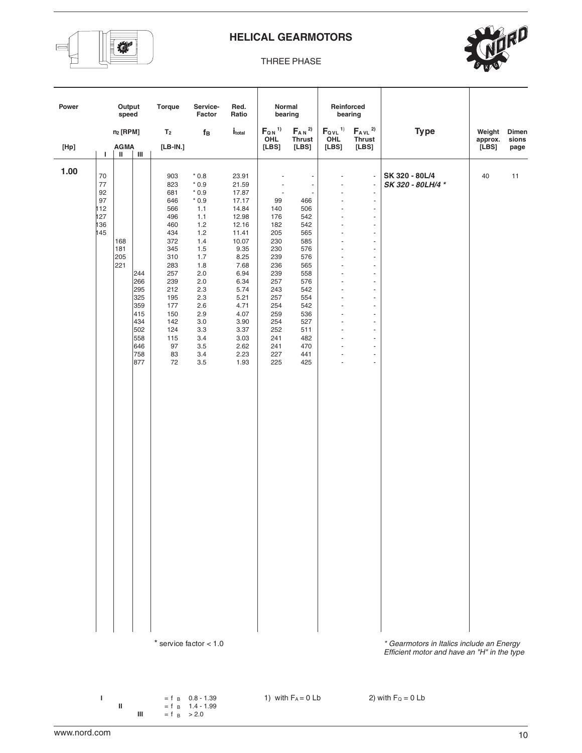# HELICAL GEARMOTORS

THREE PHASE

| Power | Output speed | | | Torque | Service-Factor | Red. Ratio | Normal bearing | | Reinforced bearing | | Type | Weight approx. | Dimensions page |
|---|---|---|---|---|---|---|---|---|---|---|---|---|---|
| | $n_2$ [RPM] | | | $T_2$ | $f_B$ | $i_{total}$ | $F_{QN}$ [1] OHL | $F_{AN}$ [2] Thrust | $F_{QVL}$ [1] OHL | $F_{AVL}$ [2] Thrust | | | |
| [Hp] | AGMA | | | [LB-IN.] | | | [LBS] | [LBS] | [LBS] | [LBS] | | [LBS] | |
| | I | II | III | | | | | | | | | | |
| **1.00** | 70 | | | 903 | * 0.8 | 23.91 | - | - | - | - | **SK 320 - 80L/4** | 40 | 11 |
| | 77 | | | 823 | * 0.9 | 21.59 | - | - | - | - | ***SK 320 - 80LH/4 **** | | |
| | 92 | | | 681 | * 0.9 | 17.87 | - | - | - | - | | | |
| | 97 | | | 646 | * 0.9 | 17.17 | 99 | 466 | - | - | | | |
| | 112 | | | 566 | 1.1 | 14.84 | 140 | 506 | - | - | | | |
| | 127 | | | 496 | 1.1 | 12.98 | 176 | 542 | - | - | | | |
| | 136 | | | 460 | 1.2 | 12.16 | 182 | 542 | - | - | | | |
| | 145 | | | 434 | 1.2 | 11.41 | 205 | 565 | - | - | | | |
| | | 168 | | 372 | 1.4 | 10.07 | 230 | 585 | - | - | | | |
| | | 181 | | 345 | 1.5 | 9.35 | 230 | 576 | - | - | | | |
| | | 205 | | 310 | 1.7 | 8.25 | 239 | 576 | - | - | | | |
| | | 221 | | 283 | 1.8 | 7.68 | 236 | 565 | - | - | | | |
| | | | 244 | 257 | 2.0 | 6.94 | 239 | 558 | - | - | | | |
| | | | 266 | 239 | 2.0 | 6.34 | 257 | 576 | - | - | | | |
| | | | 295 | 212 | 2.3 | 5.74 | 243 | 542 | - | - | | | |
| | | | 325 | 195 | 2.3 | 5.21 | 257 | 554 | - | - | | | |
| | | | 359 | 177 | 2.6 | 4.71 | 254 | 542 | - | - | | | |
| | | | 415 | 150 | 2.9 | 4.07 | 259 | 536 | - | - | | | |
| | | | 434 | 142 | 3.0 | 3.90 | 254 | 527 | - | - | | | |
| | | | 502 | 124 | 3.3 | 3.37 | 252 | 511 | - | - | | | |
| | | | 558 | 115 | 3.4 | 3.03 | 241 | 482 | - | - | | | |
| | | | 646 | 97 | 3.5 | 2.62 | 241 | 470 | - | - | | | |
| | | | 758 | 83 | 3.4 | 2.23 | 227 | 441 | - | - | | | |
| | | | 877 | 72 | 3.5 | 1.93 | 225 | 425 | - | - | | | |

\* service factor < 1.0

*\* Gearmotors in Italics include an Energy Efficient motor and have an "H" in the type*

I = $f_B$ 0.8 - 1.39
II = $f_B$ 1.4 - 1.99
III = $f_B$ > 2.0

1) with $F_A = 0$ Lb

2) with $F_Q = 0$ Lb

www.nord.com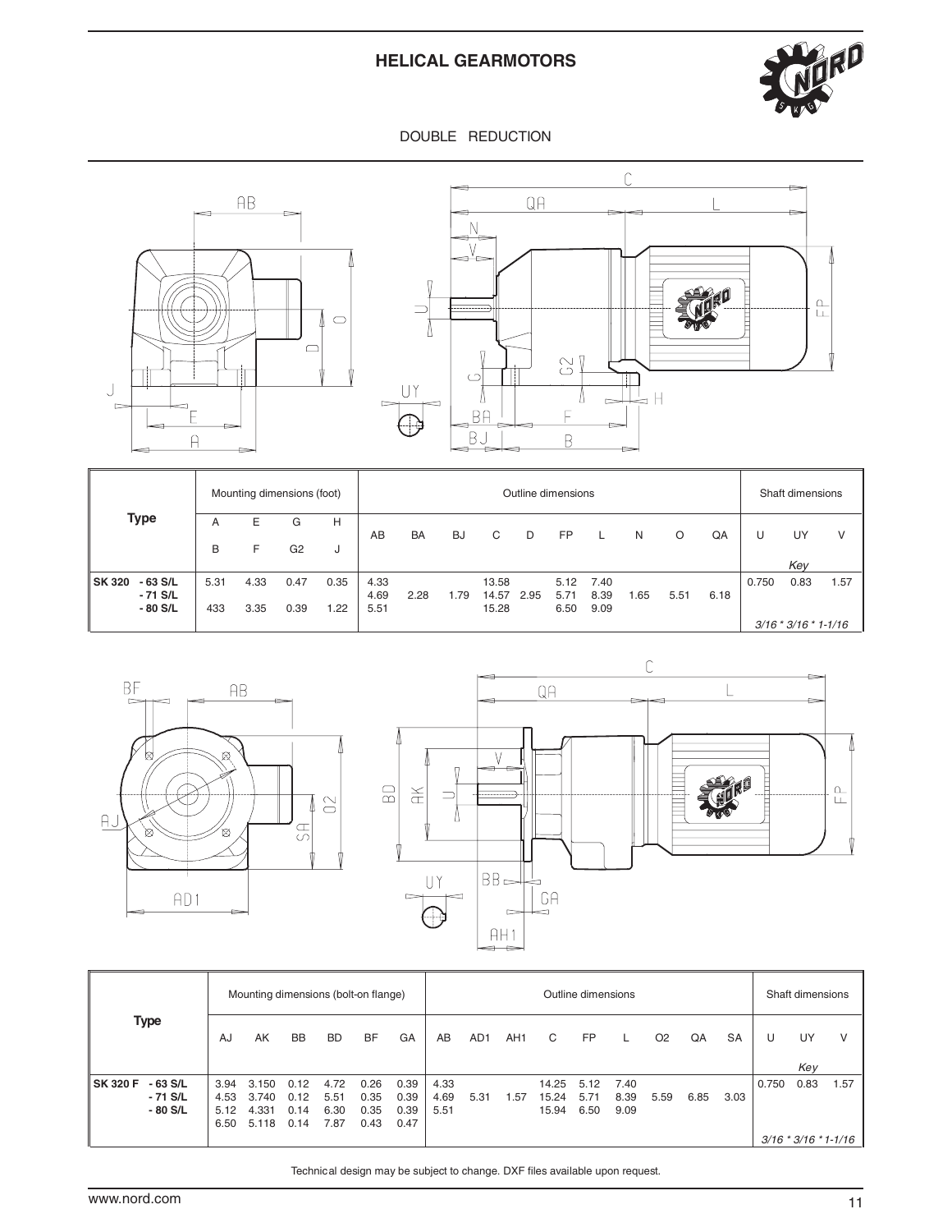# HELICAL GEARMOTORS

DOUBLE REDUCTION

| Type | Mounting dimensions (foot) | | | | Outline dimensions | | | | | | | | | | Shaft dimensions | | |
|---|---|---|---|---|---|---|---|---|---|---|---|---|---|---|---|---|---|
| | A | E | G | H | AB | BA | BJ | C | D | FP | L | N | O | QA | U | UY | V |
| | B | F | G2 | J | | | | | | | | | | | | *Key* | |
| **SK 320 - 63 S/L** | 5.31 | 4.33 | 0.47 | 0.35 | 4.33 | | | 13.58 | | 5.12 | 7.40 | | | | 0.750 | 0.83 | 1.57 |
| **- 71 S/L** | | | | | 4.69 | 2.28 | 1.79 | 14.57 | 2.95 | 5.71 | 8.39 | 1.65 | 5.51 | 6.18 | | | |
| **- 80 S/L** | 433 | 3.35 | 0.39 | 1.22 | 5.51 | | | 15.28 | | 6.50 | 9.09 | | | | | | |
| | | | | | | | | | | | | | | | *3/16 * 3/16 * 1-1/16* | | |

| Type | Mounting dimensions (bolt-on flange) | | | | | | Outline dimensions | | | | | | | | | Shaft dimensions | | |
|---|---|---|---|---|---|---|---|---|---|---|---|---|---|---|---|---|---|---|
| | AJ | AK | BB | BD | BF | GA | AB | AD1 | AH1 | C | FP | L | O2 | QA | SA | U | UY | V |
| | | | | | | | | | | | | | | | | | *Key* | |
| **SK 320 F - 63 S/L** | 3.94 | 3.150 | 0.12 | 4.72 | 0.26 | 0.39 | 4.33 | | | 14.25 | 5.12 | 7.40 | | | | 0.750 | 0.83 | 1.57 |
| **- 71 S/L** | 4.53 | 3.740 | 0.12 | 5.51 | 0.35 | 0.39 | 4.69 | 5.31 | 1.57 | 15.24 | 5.71 | 8.39 | 5.59 | 6.85 | 3.03 | | | |
| **- 80 S/L** | 5.12 | 4.331 | 0.14 | 6.30 | 0.35 | 0.39 | 5.51 | | | 15.94 | 6.50 | 9.09 | | | | | | |
| | 6.50 | 5.118 | 0.14 | 7.87 | 0.43 | 0.47 | | | | | | | | | | *3/16 * 3/16 * 1-1/16* | | |

Technical design may be subject to change. DXF files available upon request.

www.nord.com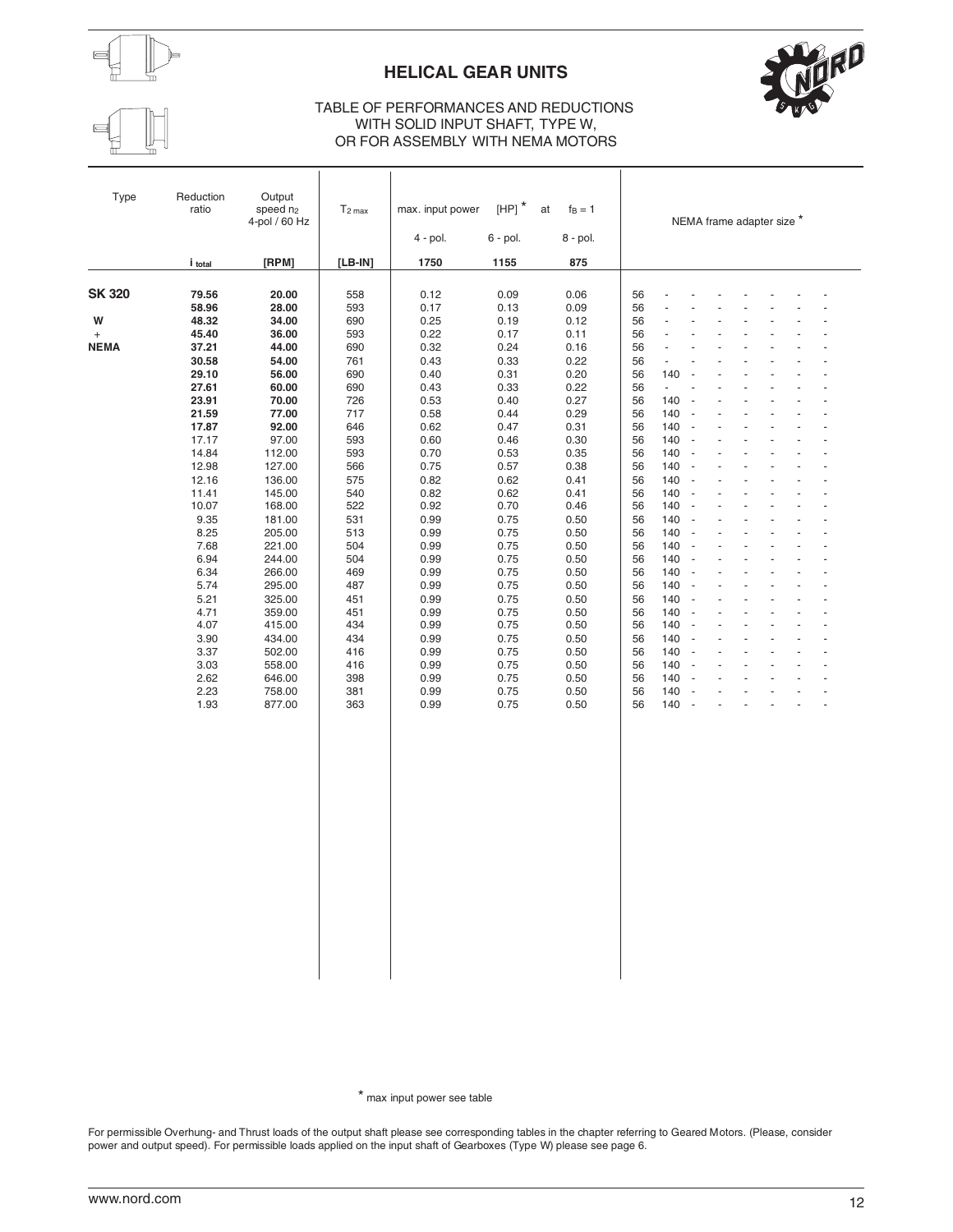# HELICAL GEAR UNITS

TABLE OF PERFORMANCES AND REDUCTIONS
WITH SOLID INPUT SHAFT, TYPE W,
OR FOR ASSEMBLY WITH NEMA MOTORS

| Type | Reduction ratio | Output speed $n_2$ 4-pol / 60 Hz | $T_{2\,max}$ | max. input power [HP] * at $f_B = 1$ | | | NEMA frame adapter size * | | | | | | | | | | |
|---|---|---|---|---|---|---|---|---|---|---|---|---|---|---|---|---|---|
| | | | | 4 - pol. | 6 - pol. | 8 - pol. | | | | | | | | | | | |
| | $i_{total}$ | [RPM] | [LB-IN] | 1750 | 1155 | 875 | | | | | | | | | | | |
| **SK 320** | **79.56** | **20.00** | 558 | 0.12 | 0.09 | 0.06 | 56 | - | - | - | - | - | - | - | - | - | - |
| | **58.96** | **28.00** | 593 | 0.17 | 0.13 | 0.09 | 56 | - | - | - | - | - | - | - | - | - | - |
| **W** | **48.32** | **34.00** | 690 | 0.25 | 0.19 | 0.12 | 56 | - | - | - | - | - | - | - | - | - | - |
| + | **45.40** | **36.00** | 593 | 0.22 | 0.17 | 0.11 | 56 | - | - | - | - | - | - | - | - | - | - |
| **NEMA** | **37.21** | **44.00** | 690 | 0.32 | 0.24 | 0.16 | 56 | - | - | - | - | - | - | - | - | - | - |
| | **30.58** | **54.00** | 761 | 0.43 | 0.33 | 0.22 | 56 | - | - | - | - | - | - | - | - | - | - |
| | **29.10** | **56.00** | 690 | 0.40 | 0.31 | 0.20 | 56 | 140 | - | - | - | - | - | - | - | - | - |
| | **27.61** | **60.00** | 690 | 0.43 | 0.33 | 0.22 | 56 | - | - | - | - | - | - | - | - | - | - |
| | **23.91** | **70.00** | 726 | 0.53 | 0.40 | 0.27 | 56 | 140 | - | - | - | - | - | - | - | - | - |
| | **21.59** | **77.00** | 717 | 0.58 | 0.44 | 0.29 | 56 | 140 | - | - | - | - | - | - | - | - | - |
| | **17.87** | **92.00** | 646 | 0.62 | 0.47 | 0.31 | 56 | 140 | - | - | - | - | - | - | - | - | - |
| | 17.17 | 97.00 | 593 | 0.60 | 0.46 | 0.30 | 56 | 140 | - | - | - | - | - | - | - | - | - |
| | 14.84 | 112.00 | 593 | 0.70 | 0.53 | 0.35 | 56 | 140 | - | - | - | - | - | - | - | - | - |
| | 12.98 | 127.00 | 566 | 0.75 | 0.57 | 0.38 | 56 | 140 | - | - | - | - | - | - | - | - | - |
| | 12.16 | 136.00 | 575 | 0.82 | 0.62 | 0.41 | 56 | 140 | - | - | - | - | - | - | - | - | - |
| | 11.41 | 145.00 | 540 | 0.82 | 0.62 | 0.41 | 56 | 140 | - | - | - | - | - | - | - | - | - |
| | 10.07 | 168.00 | 522 | 0.92 | 0.70 | 0.46 | 56 | 140 | - | - | - | - | - | - | - | - | - |
| | 9.35 | 181.00 | 531 | 0.99 | 0.75 | 0.50 | 56 | 140 | - | - | - | - | - | - | - | - | - |
| | 8.25 | 205.00 | 513 | 0.99 | 0.75 | 0.50 | 56 | 140 | - | - | - | - | - | - | - | - | - |
| | 7.68 | 221.00 | 504 | 0.99 | 0.75 | 0.50 | 56 | 140 | - | - | - | - | - | - | - | - | - |
| | 6.94 | 244.00 | 504 | 0.99 | 0.75 | 0.50 | 56 | 140 | - | - | - | - | - | - | - | - | - |
| | 6.34 | 266.00 | 469 | 0.99 | 0.75 | 0.50 | 56 | 140 | - | - | - | - | - | - | - | - | - |
| | 5.74 | 295.00 | 487 | 0.99 | 0.75 | 0.50 | 56 | 140 | - | - | - | - | - | - | - | - | - |
| | 5.21 | 325.00 | 451 | 0.99 | 0.75 | 0.50 | 56 | 140 | - | - | - | - | - | - | - | - | - |
| | 4.71 | 359.00 | 451 | 0.99 | 0.75 | 0.50 | 56 | 140 | - | - | - | - | - | - | - | - | - |
| | 4.07 | 415.00 | 434 | 0.99 | 0.75 | 0.50 | 56 | 140 | - | - | - | - | - | - | - | - | - |
| | 3.90 | 434.00 | 434 | 0.99 | 0.75 | 0.50 | 56 | 140 | - | - | - | - | - | - | - | - | - |
| | 3.37 | 502.00 | 416 | 0.99 | 0.75 | 0.50 | 56 | 140 | - | - | - | - | - | - | - | - | - |
| | 3.03 | 558.00 | 416 | 0.99 | 0.75 | 0.50 | 56 | 140 | - | - | - | - | - | - | - | - | - |
| | 2.62 | 646.00 | 398 | 0.99 | 0.75 | 0.50 | 56 | 140 | - | - | - | - | - | - | - | - | - |
| | 2.23 | 758.00 | 381 | 0.99 | 0.75 | 0.50 | 56 | 140 | - | - | - | - | - | - | - | - | - |
| | 1.93 | 877.00 | 363 | 0.99 | 0.75 | 0.50 | 56 | 140 | - | - | - | - | - | - | - | - | - |

\* max input power see table

For permissible Overhung- and Thrust loads of the output shaft please see corresponding tables in the chapter referring to Geared Motors. (Please, consider power and output speed). For permissible loads applied on the input shaft of Gearboxes (Type W) please see page 6.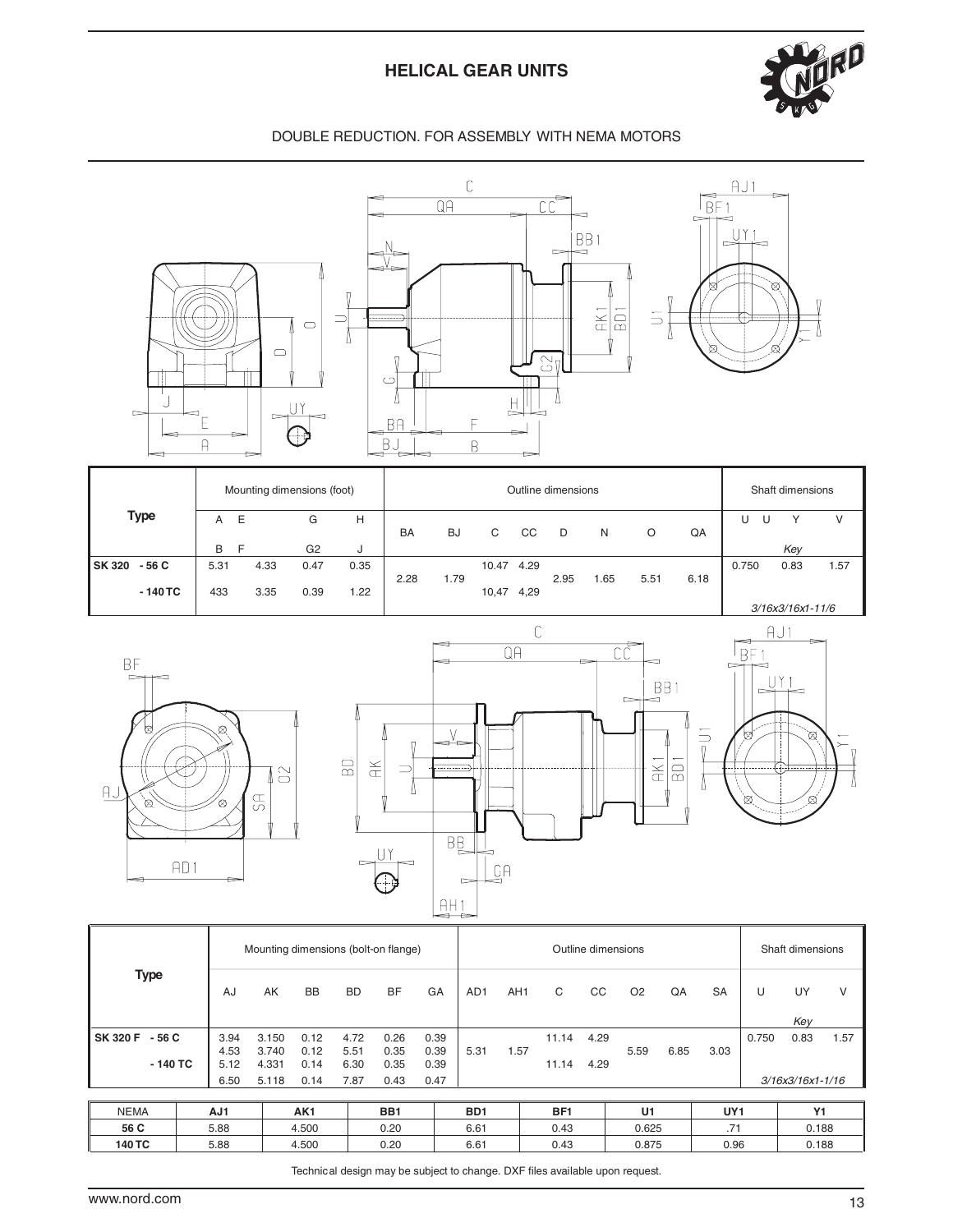# HELICAL GEAR UNITS

DOUBLE REDUCTION. FOR ASSEMBLY WITH NEMA MOTORS

| Type | Mounting dimensions (foot) | | | | Outline dimensions | | | | | | | | Shaft dimensions | | |
|---|---|---|---|---|---|---|---|---|---|---|---|---|---|---|---|
| | A E | | G | H | BA | BJ | C | CC | D | N | O | QA | U | Y | V |
| | B F | | G2 | J | | | | | | | | | | Key | |
| SK 320 - 56 C | 5.31 | 4.33 | 0.47 | 0.35 | 2.28 | 1.79 | 10.47 | 4.29 | 2.95 | 1.65 | 5.51 | 6.18 | 0.750 | 0.83 | 1.57 |
| - 140 TC | 433 | 3.35 | 0.39 | 1.22 | | | 10,47 | 4,29 | | | | | 3/16x3/16x1-11/6 | | |

| Type | Mounting dimensions (bolt-on flange) | | | | | | Outline dimensions | | | | | | | Shaft dimensions | | |
|---|---|---|---|---|---|---|---|---|---|---|---|---|---|---|---|---|
| | AJ | AK | BB | BD | BF | GA | AD1 | AH1 | C | CC | O2 | QA | SA | U | UY | V |
| | | | | | | | | | | | | | | | Key | |
| SK 320 F - 56 C | 3.94 | 3.150 | 0.12 | 4.72 | 0.26 | 0.39 | 5.31 | 1.57 | 11.14 | 4.29 | 5.59 | 6.85 | 3.03 | 0.750 | 0.83 | 1.57 |
| | 4.53 | 3.740 | 0.12 | 5.51 | 0.35 | 0.39 | | | | | | | | | | |
| - 140 TC | 5.12 | 4.331 | 0.14 | 6.30 | 0.35 | 0.39 | | | 11.14 | 4.29 | | | | 3/16x3/16x1-1/16 | | |
| | 6.50 | 5.118 | 0.14 | 7.87 | 0.43 | 0.47 | | | | | | | | | | |

| NEMA | AJ1 | AK1 | BB1 | BD1 | BF1 | U1 | UY1 | Y1 |
|---|---|---|---|---|---|---|---|---|
| 56 C | 5.88 | 4.500 | 0.20 | 6.61 | 0.43 | 0.625 | .71 | 0.188 |
| 140 TC | 5.88 | 4.500 | 0.20 | 6.61 | 0.43 | 0.875 | 0.96 | 0.188 |

Technical design may be subject to change. DXF files available upon request.

www.nord.com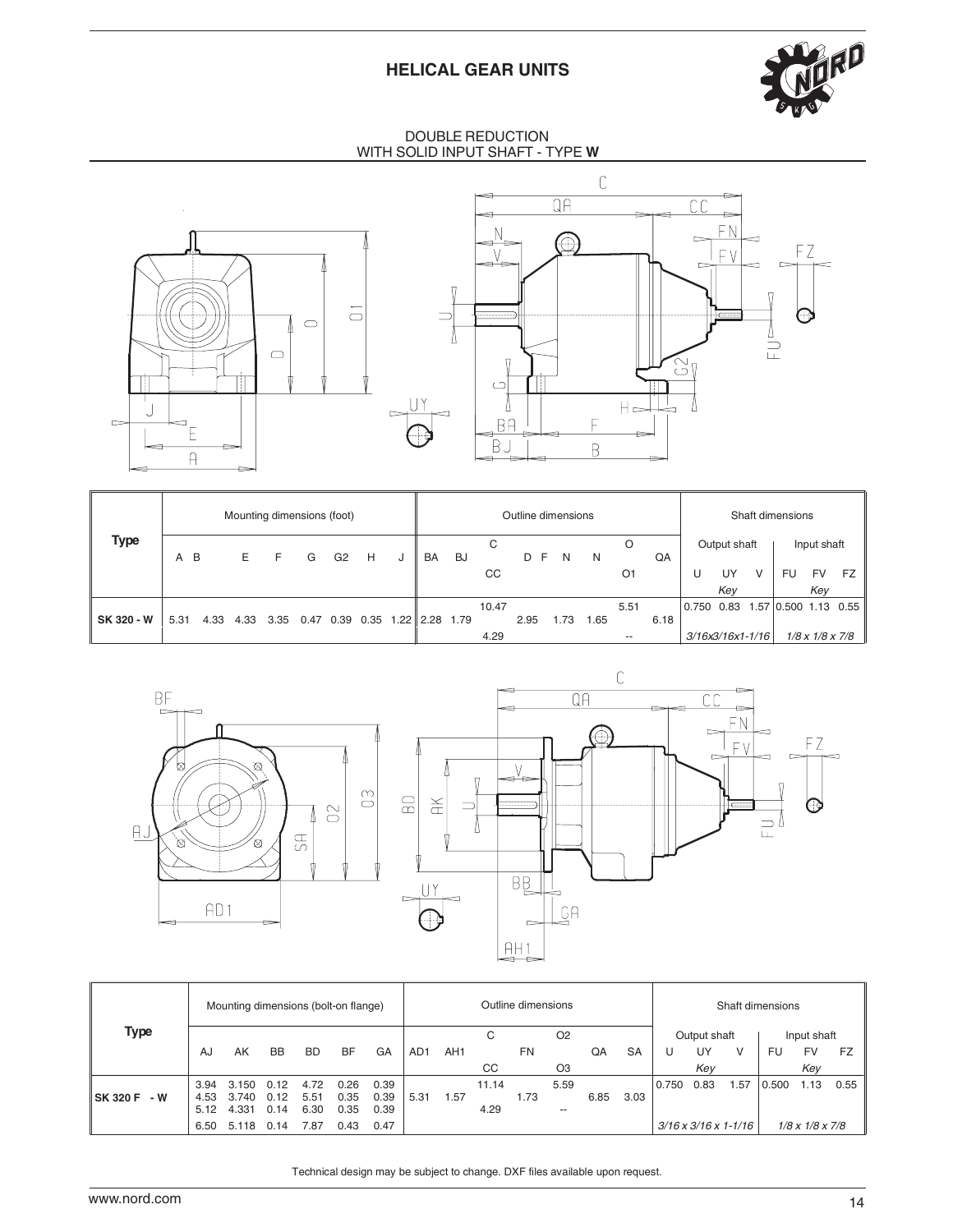# HELICAL GEAR UNITS

DOUBLE REDUCTION
WITH SOLID INPUT SHAFT - TYPE **W**

| Type | Mounting dimensions (foot) | | | | | | | | Outline dimensions | | | | | | | | Shaft dimensions | | | | | |
|---|---|---|---|---|---|---|---|---|---|---|---|---|---|---|---|---|---|---|---|---|---|---|
| | A | B | E | F | G | G2 | H | J | BA | BJ | C / CC | D | F | N | O / O1 | QA | U | UY (Key) | V | FU | FV (Key) | FZ |
| **SK 320 - W** | 5.31 | 4.33 | 4.33 | 3.35 | 0.47 | 0.39 | 0.35 | 1.22 | 2.28 | 1.79 | 10.47 / 4.29 | 2.95 | 1.73 | 1.65 | 5.51 / -- | 6.18 | 0.750 | 0.83 / *3/16x3/16x1-1/16* | 1.57 | 0.500 | 1.13 / *1/8 x 1/8 x 7/8* | 0.55 |

| Type | Mounting dimensions (bolt-on flange) | | | | | | Outline dimensions | | | | | | | Shaft dimensions | | | | | |
|---|---|---|---|---|---|---|---|---|---|---|---|---|---|---|---|---|---|---|---|
| | AJ | AK | BB | BD | BF | GA | AD1 | AH1 | C / CC | FN | O2 / O3 | QA | SA | U | UY (Key) | V | FU | FV (Key) | FZ |
| **SK 320 F - W** | 3.94 | 3.150 | 0.12 | 4.72 | 0.26 | 0.39 | 5.31 | 1.57 | 11.14 / 4.29 | 1.73 | 5.59 / -- | 6.85 | 3.03 | 0.750 | 0.83 / *3/16 x 3/16 x 1-1/16* | 1.57 | 0.500 | 1.13 / *1/8 x 1/8 x 7/8* | 0.55 |
| | 4.53 | 3.740 | 0.12 | 5.51 | 0.35 | 0.39 | | | | | | | | | | | | | |
| | 5.12 | 4.331 | 0.14 | 6.30 | 0.35 | 0.39 | | | | | | | | | | | | | |
| | 6.50 | 5.118 | 0.14 | 7.87 | 0.43 | 0.47 | | | | | | | | | | | | | |

Technical design may be subject to change. DXF files available upon request.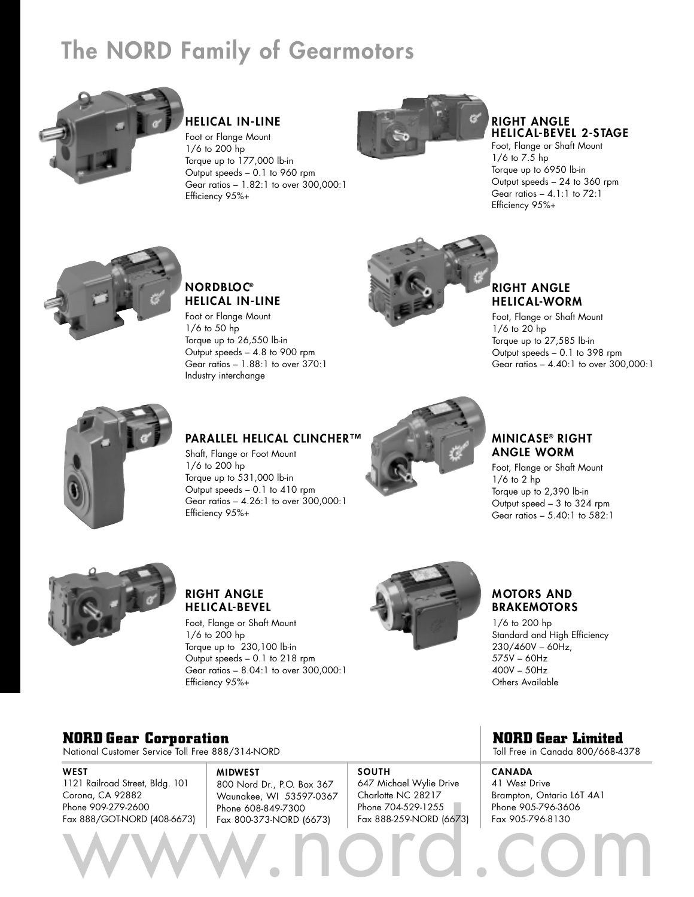# The NORD Family of Gearmotors

### HELICAL IN-LINE

Foot or Flange Mount
1/6 to 200 hp
Torque up to 177,000 lb-in
Output speeds – 0.1 to 960 rpm
Gear ratios – 1.82:1 to over 300,000:1
Efficiency 95%+

### RIGHT ANGLE HELICAL-BEVEL 2-STAGE

Foot, Flange or Shaft Mount
1/6 to 7.5 hp
Torque up to 6950 lb-in
Output speeds – 24 to 360 rpm
Gear ratios – 4.1:1 to 72:1
Efficiency 95%+

### NORDBLOC® HELICAL IN-LINE

Foot or Flange Mount
1/6 to 50 hp
Torque up to 26,550 lb-in
Output speeds – 4.8 to 900 rpm
Gear ratios – 1.88:1 to over 370:1
Industry interchange

### RIGHT ANGLE HELICAL-WORM

Foot, Flange or Shaft Mount
1/6 to 20 hp
Torque up to 27,585 lb-in
Output speeds – 0.1 to 398 rpm
Gear ratios – 4.40:1 to over 300,000:1

### PARALLEL HELICAL CLINCHER™

Shaft, Flange or Foot Mount
1/6 to 200 hp
Torque up to 531,000 lb-in
Output speeds – 0.1 to 410 rpm
Gear ratios – 4.26:1 to over 300,000:1
Efficiency 95%+

### MINICASE® RIGHT ANGLE WORM

Foot, Flange or Shaft Mount
1/6 to 2 hp
Torque up to 2,390 lb-in
Output speed – 3 to 324 rpm
Gear ratios – 5.40:1 to 582:1

### RIGHT ANGLE HELICAL-BEVEL

Foot, Flange or Shaft Mount
1/6 to 200 hp
Torque up to 230,100 lb-in
Output speeds – 0.1 to 218 rpm
Gear ratios – 8.04:1 to over 300,000:1
Efficiency 95%+

### MOTORS AND BRAKEMOTORS

1/6 to 200 hp
Standard and High Efficiency
230/460V – 60Hz,
575V – 60Hz
400V – 50Hz
Others Available

## NORD Gear Corporation

National Customer Service Toll Free 888/314-NORD

**WEST**
1121 Railroad Street, Bldg. 101
Corona, CA 92882
Phone 909-279-2600
Fax 888/GOT-NORD (408-6673)

**MIDWEST**
800 Nord Dr., P.O. Box 367
Waunakee, WI 53597-0367
Phone 608-849-7300
Fax 800-373-NORD (6673)

**SOUTH**
647 Michael Wylie Drive
Charlotte NC 28217
Phone 704-529-1255
Fax 888-259-NORD (6673)

## NORD Gear Limited

Toll Free in Canada 800/668-4378

**CANADA**
41 West Drive
Brampton, Ontario L6T 4A1
Phone 905-796-3606
Fax 905-796-8130

www.nord.com